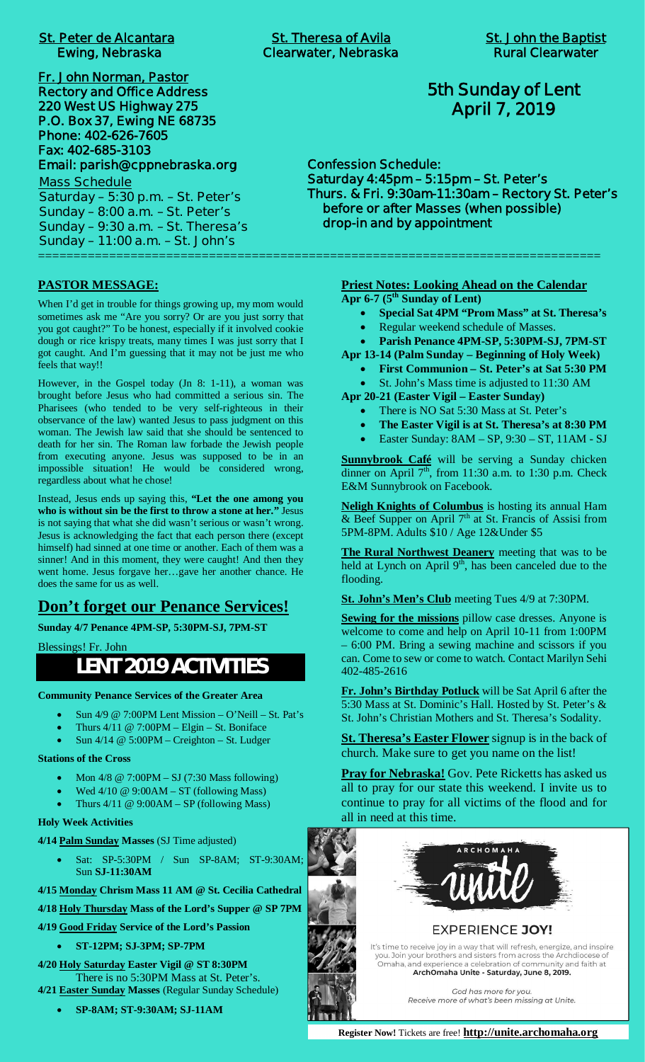St. Peter de Alcantara
Ewing, Nebraska

St. Theresa of Avila
Clearwater, Nebraska

St. John the Baptist
Rural Clearwater

Fr. John Norman, Pastor
Rectory and Office Address
220 West US Highway 275
P.O. Box 37, Ewing NE 68735
Phone: 402-626-7605
Fax: 402-685-3103
Email: parish@cppnebraska.org

Mass Schedule
Saturday – 5:30 p.m. – St. Peter's
Sunday – 8:00 a.m. – St. Peter's
Sunday – 9:30 a.m. – St. Theresa's
Sunday – 11:00 a.m. – St. John's

# 5th Sunday of Lent
# April 7, 2019

Confession Schedule:
Saturday 4:45pm – 5:15pm – St. Peter's
Thurs. & Fri. 9:30am-11:30am – Rectory St. Peter's
before or after Masses (when possible)
drop-in and by appointment

## PASTOR MESSAGE:

When I'd get in trouble for things growing up, my mom would sometimes ask me "Are you sorry? Or are you just sorry that you got caught?" To be honest, especially if it involved cookie dough or rice krispy treats, many times I was just sorry that I got caught. And I'm guessing that it may not be just me who feels that way!!

However, in the Gospel today (Jn 8: 1-11), a woman was brought before Jesus who had committed a serious sin. The Pharisees (who tended to be very self-righteous in their observance of the law) wanted Jesus to pass judgment on this woman. The Jewish law said that she should be sentenced to death for her sin. The Roman law forbade the Jewish people from executing anyone. Jesus was supposed to be in an impossible situation! He would be considered wrong, regardless about what he chose!

Instead, Jesus ends up saying this, **"Let the one among you who is without sin be the first to throw a stone at her."** Jesus is not saying that what she did wasn't serious or wasn't wrong. Jesus is acknowledging the fact that each person there (except himself) had sinned at one time or another. Each of them was a sinner! And in this moment, they were caught! And then they went home. Jesus forgave her…gave her another chance. He does the same for us as well.

## Don't forget our Penance Services!

**Sunday 4/7 Penance 4PM-SP, 5:30PM-SJ, 7PM-ST**

Blessings! Fr. John

# LENT 2019 ACTIVITIES

**Community Penance Services of the Greater Area**

- Sun 4/9 @ 7:00PM Lent Mission – O'Neill – St. Pat's
- Thurs 4/11 @ 7:00PM – Elgin – St. Boniface
- Sun 4/14 @ 5:00PM – Creighton – St. Ludger

**Stations of the Cross**

- Mon 4/8 @ 7:00PM – SJ (7:30 Mass following)
- Wed 4/10 @ 9:00AM – ST (following Mass)
- Thurs 4/11 @ 9:00AM – SP (following Mass)

**Holy Week Activities**

**4/14 Palm Sunday Masses** (SJ Time adjusted)

- Sat: SP-5:30PM / Sun SP-8AM; ST-9:30AM; Sun **SJ-11:30AM**

**4/15 Monday Chrism Mass 11 AM @ St. Cecilia Cathedral**

**4/18 Holy Thursday Mass of the Lord's Supper @ SP 7PM**

**4/19 Good Friday Service of the Lord's Passion**

- **ST-12PM; SJ-3PM; SP-7PM**

**4/20 Holy Saturday Easter Vigil @ ST 8:30PM**
There is no 5:30PM Mass at St. Peter's.

**4/21 Easter Sunday Masses** (Regular Sunday Schedule)

- **SP-8AM; ST-9:30AM; SJ-11AM**

## Priest Notes: Looking Ahead on the Calendar

**Apr 6-7 (5th Sunday of Lent)**

- **Special Sat 4PM "Prom Mass" at St. Theresa's**
- Regular weekend schedule of Masses.
- **Parish Penance 4PM-SP, 5:30PM-SJ, 7PM-ST**

**Apr 13-14 (Palm Sunday – Beginning of Holy Week)**

- **First Communion – St. Peter's at Sat 5:30 PM**
- St. John's Mass time is adjusted to 11:30 AM

**Apr 20-21 (Easter Vigil – Easter Sunday)**

- There is NO Sat 5:30 Mass at St. Peter's
- **The Easter Vigil is at St. Theresa's at 8:30 PM**
- Easter Sunday: 8AM – SP, 9:30 – ST, 11AM - SJ

**Sunnybrook Café** will be serving a Sunday chicken dinner on April 7th, from 11:30 a.m. to 1:30 p.m. Check E&M Sunnybrook on Facebook.

**Neligh Knights of Columbus** is hosting its annual Ham & Beef Supper on April 7th at St. Francis of Assisi from 5PM-8PM. Adults $10 / Age 12&Under $5

**The Rural Northwest Deanery** meeting that was to be held at Lynch on April 9th, has been canceled due to the flooding.

**St. John's Men's Club** meeting Tues 4/9 at 7:30PM.

**Sewing for the missions** pillow case dresses. Anyone is welcome to come and help on April 10-11 from 1:00PM – 6:00 PM. Bring a sewing machine and scissors if you can. Come to sew or come to watch. Contact Marilyn Sehi 402-485-2616

**Fr. John's Birthday Potluck** will be Sat April 6 after the 5:30 Mass at St. Dominic's Hall. Hosted by St. Peter's & St. John's Christian Mothers and St. Theresa's Sodality.

**St. Theresa's Easter Flower** signup is in the back of church. Make sure to get you name on the list!

**Pray for Nebraska!** Gov. Pete Ricketts has asked us all to pray for our state this weekend. I invite us to continue to pray for all victims of the flood and for all in need at this time.

ARCHOMAHA unite

EXPERIENCE **JOY!**

It's time to receive joy in a way that will refresh, energize, and inspire you. Join your brothers and sisters from across the Archdiocese of Omaha, and experience a celebration of community and faith at **ArchOmaha Unite - Saturday, June 8, 2019.**

*God has more for you. Receive more of what's been missing at Unite.*

**Register Now!** Tickets are free! **http://unite.archomaha.org**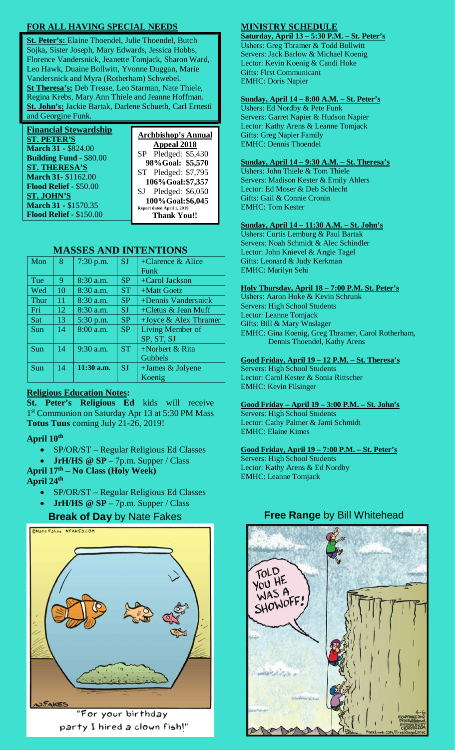## FOR ALL HAVING SPECIAL NEEDS

**St. Peter's:** Elaine Thoendel, Julie Thoendel, Butch Sojka, Sister Joseph, Mary Edwards, Jessica Hobbs, Florence Vandersnick, Jeanette Tomjack, Sharon Ward, Leo Hawk, Duaine Bollwitt, Yvonne Duggan, Marie Vandersnick and Myra (Rotherham) Schwebel.
**St Theresa's:** Deb Trease, Leo Starman, Nate Thiele, Regina Krebs, Mary Ann Thiele and Jeanne Hoffman.
**St. John's:** Jackie Bartak, Darlene Schueth, Carl Ernesti and Georgine Funk.

### Financial Stewardship

**ST. PETER'S**
**March 31 -** $824.00
**Building Fund -** $80.00
**ST. THERESA'S**
**March 31-** $1162.00
**Flood Relief -** $50.00
**ST. JOHN'S**
**March 31 -** $1570.35
**Flood Relief -** $150.00

### Archbishop's Annual Appeal 2018

SP Pledged: $5,430
**98%Goal: $5,570**
ST Pledged: $7,795
**106%Goal:$7,357**
SJ Pledged: $6,050
**100%Goal:$6,045**
Report dated April 1, 2019
**Thank You!!**

## MASSES AND INTENTIONS

| | | | | |
|---|---|---|---|---|
| Mon | 8 | 7:30 p.m. | SJ | +Clarence & Alice Funk |
| Tue | 9 | 8:30 a.m. | SP | +Carol Jackson |
| Wed | 10 | 8:30 a.m. | ST | +Matt Goetz |
| Thur | 11 | 8:30 a.m. | SP | +Dennis Vandersnick |
| Fri | 12 | 8:30 a.m. | SJ | +Cletus & Jean Muff |
| Sat | 13 | 5:30 p.m. | SP | +Joyce & Alex Thramer |
| Sun | 14 | 8:00 a.m. | SP | Living Member of SP, ST, SJ |
| Sun | 14 | 9:30 a.m. | ST | +Norbert & Rita Gubbels |
| Sun | 14 | **11:30 a.m.** | SJ | +James & Jolyene Koenig |

### Religious Education Notes:

**St. Peter's Religious Ed** kids will receive 1st Communion on Saturday Apr 13 at 5:30 PM Mass
**Totus Tuus** coming July 21-26, 2019!

**April 10th**

- SP/OR/ST – Regular Religious Ed Classes
- **JrH/HS @ SP** – 7p.m. Supper / Class

**April 17th – No Class (Holy Week)**
**April 24th**

- SP/OR/ST – Regular Religious Ed Classes
- **JrH/HS @ SP** – 7p.m. Supper / Class

### Break of Day by Nate Fakes

"For your birthday party I hired a clown fish!"

## MINISTRY SCHEDULE

**Saturday, April 13 – 5:30 P.M. – St. Peter's**
Ushers: Greg Thramer & Todd Bollwitt
Servers: Jack Barlow & Michael Koenig
Lector: Kevin Koenig & Candi Hoke
Gifts: First Communicant
EMHC: Doris Napier

**Sunday, April 14 – 8:00 A.M. – St. Peter's**
Ushers: Ed Nordby & Pete Funk
Servers: Garret Napier & Hudson Napier
Lector: Kathy Arens & Leanne Tomjack
Gifts: Greg Napier Family
EMHC: Dennis Thoendel

**Sunday, April 14 – 9:30 A.M. – St. Theresa's**
Ushers: John Thiele & Tom Thiele
Servers: Madison Kester & Emily Ahlers
Lector: Ed Moser & Deb Schlecht
Gifts: Gail & Connie Cronin
EMHC: Tom Kester

**Sunday, April 14 – 11:30 A.M. – St. John's**
Ushers: Curtis Lemburg & Paul Bartak
Servers: Noah Schmidt & Alec Schindler
Lector: John Knievel & Angie Tagel
Gifts: Leonard & Judy Kerkman
EMHC: Marilyn Sehi

**Holy Thursday, April 18 – 7:00 P.M. St. Peter's**
Ushers: Aaron Hoke & Kevin Schrunk
Servers: High School Students
Lector: Leanne Tomjack
Gifts: Bill & Mary Woslager
EMHC: Gina Koenig, Greg Thramer, Carol Rotherham, Dennis Thoendel, Kathy Arens

**Good Friday, April 19 – 12 P.M. – St. Theresa's**
Servers: High School Students
Lector: Carol Kester & Sonia Rittscher
EMHC: Kevin Filsinger

**Good Friday – April 19 – 3:00 P.M. – St. John's**
Servers: High School Students
Lector: Cathy Palmer & Jami Schmidt
EMHC: Elaine Kimes

**Good Friday, April 19 – 7:00 P.M. – St. Peter's**
Servers: High School Students
Lector: Kathy Arens & Ed Nordby
EMHC: Leanne Tomjack

### Free Range by Bill Whitehead